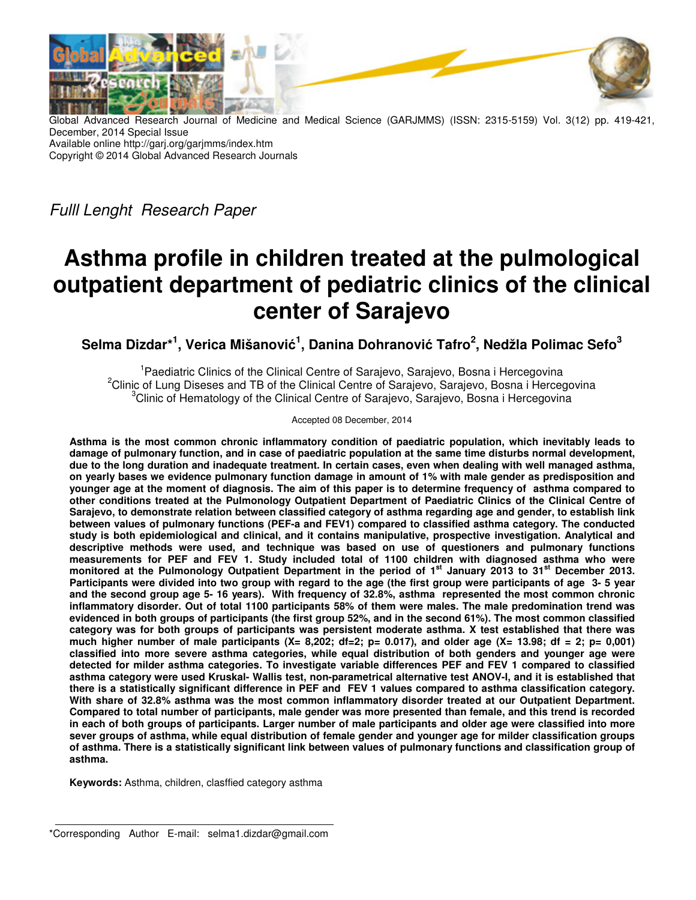Global Advanced Research Journal of Medicine and Medical Science (GARJMMS) (ISSN: 2315-5159) Vol. 3(12) pp. 419-421, December, 2014 Special Issue
Available online http://garj.org/garjmms/index.htm
Copyright © 2014 Global Advanced Research Journals

*Fulll Lenght Research Paper*

# Asthma profile in children treated at the pulmological outpatient department of pediatric clinics of the clinical center of Sarajevo

**Selma Dizdar*[1], Verica Mišanović[1], Danina Dohranović Tafro[2], Nedžla Polimac Sefo[3]**

[1]Paediatric Clinics of the Clinical Centre of Sarajevo, Sarajevo, Bosna i Hercegovina
[2]Clinic of Lung Diseses and TB of the Clinical Centre of Sarajevo, Sarajevo, Bosna i Hercegovina
[3]Clinic of Hematology of the Clinical Centre of Sarajevo, Sarajevo, Bosna i Hercegovina

Accepted 08 December, 2014

**Asthma is the most common chronic inflammatory condition of paediatric population, which inevitably leads to damage of pulmonary function, and in case of paediatric population at the same time disturbs normal development, due to the long duration and inadequate treatment. In certain cases, even when dealing with well managed asthma, on yearly bases we evidence pulmonary function damage in amount of 1% with male gender as predisposition and younger age at the moment of diagnosis. The aim of this paper is to determine frequency of asthma compared to other conditions treated at the Pulmonology Outpatient Department of Paediatric Clinics of the Clinical Centre of Sarajevo, to demonstrate relation between classified category of asthma regarding age and gender, to establish link between values of pulmonary functions (PEF-a and FEV1) compared to classified asthma category. The conducted study is both epidemiological and clinical, and it contains manipulative, prospective investigation. Analytical and descriptive methods were used, and technique was based on use of questioners and pulmonary functions measurements for PEF and FEV 1. Study included total of 1100 children with diagnosed asthma who were monitored at the Pulmonology Outpatient Department in the period of 1st January 2013 to 31st December 2013. Participants were divided into two group with regard to the age (the first group were participants of age 3- 5 year and the second group age 5- 16 years). With frequency of 32.8%, asthma represented the most common chronic inflammatory disorder. Out of total 1100 participants 58% of them were males. The male predomination trend was evidenced in both groups of participants (the first group 52%, and in the second 61%). The most common classified category was for both groups of participants was persistent moderate asthma. X test established that there was much higher number of male participants (X= 8,202; df=2; p= 0.017), and older age (X= 13.98; df = 2; p= 0,001) classified into more severe asthma categories, while equal distribution of both genders and younger age were detected for milder asthma categories. To investigate variable differences PEF and FEV 1 compared to classified asthma category were used Kruskal- Wallis test, non-parametrical alternative test ANOV-I, and it is established that there is a statistically significant difference in PEF and FEV 1 values compared to asthma classification category. With share of 32.8% asthma was the most common inflammatory disorder treated at our Outpatient Department. Compared to total number of participants, male gender was more presented than female, and this trend is recorded in each of both groups of participants. Larger number of male participants and older age were classified into more sever groups of asthma, while equal distribution of female gender and younger age for milder classification groups of asthma. There is a statistically significant link between values of pulmonary functions and classification group of asthma.**

**Keywords:** Asthma, children, classfied category asthma

*Corresponding Author E-mail: selma1.dizdar@gmail.com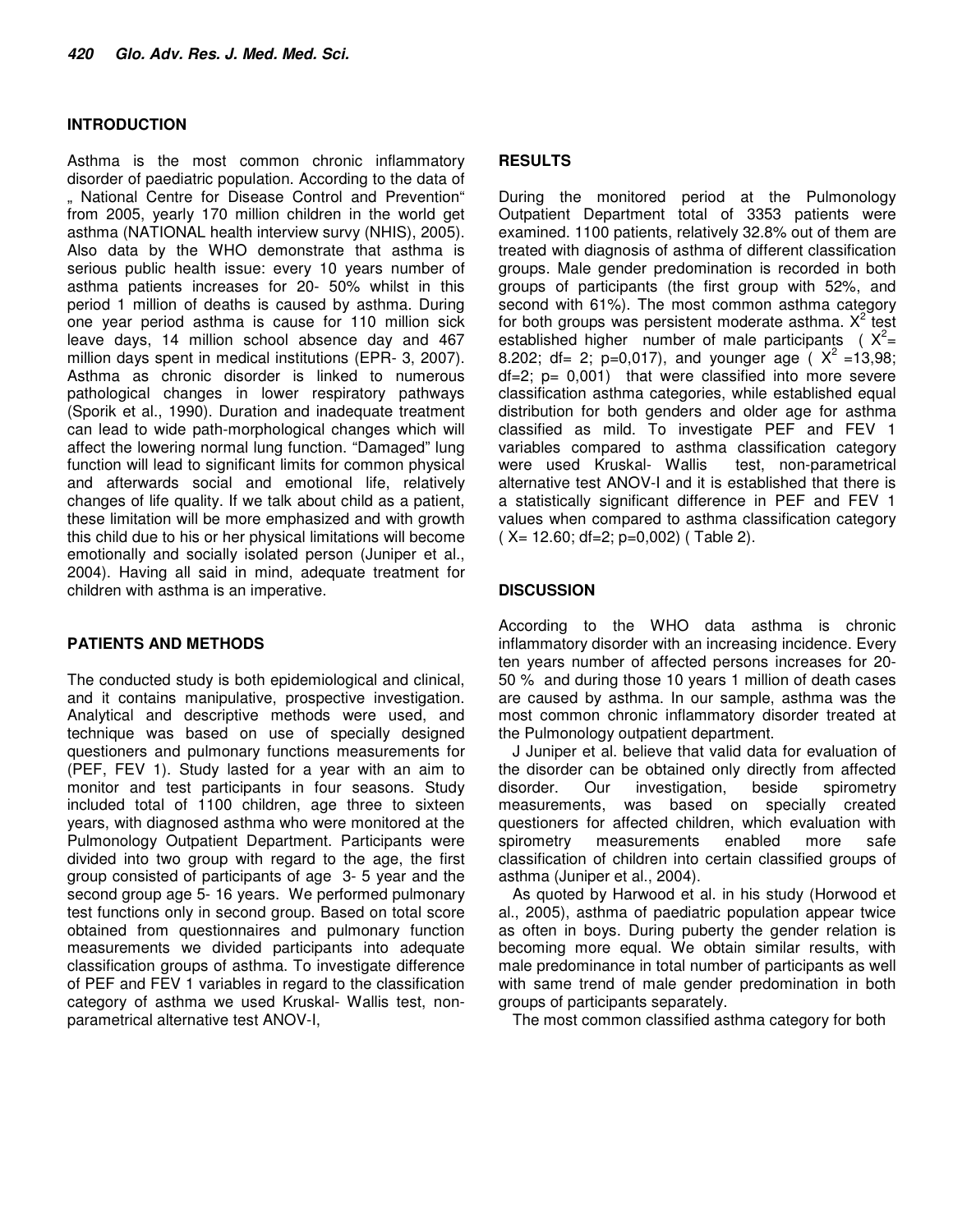## INTRODUCTION

Asthma is the most common chronic inflammatory disorder of paediatric population. According to the data of „ National Centre for Disease Control and Prevention" from 2005, yearly 170 million children in the world get asthma (NATIONAL health interview survy (NHIS), 2005). Also data by the WHO demonstrate that asthma is serious public health issue: every 10 years number of asthma patients increases for 20- 50% whilst in this period 1 million of deaths is caused by asthma. During one year period asthma is cause for 110 million sick leave days, 14 million school absence day and 467 million days spent in medical institutions (EPR- 3, 2007). Asthma as chronic disorder is linked to numerous pathological changes in lower respiratory pathways (Sporik et al., 1990). Duration and inadequate treatment can lead to wide path-morphological changes which will affect the lowering normal lung function. "Damaged" lung function will lead to significant limits for common physical and afterwards social and emotional life, relatively changes of life quality. If we talk about child as a patient, these limitation will be more emphasized and with growth this child due to his or her physical limitations will become emotionally and socially isolated person (Juniper et al., 2004). Having all said in mind, adequate treatment for children with asthma is an imperative.

## PATIENTS AND METHODS

The conducted study is both epidemiological and clinical, and it contains manipulative, prospective investigation. Analytical and descriptive methods were used, and technique was based on use of specially designed questioners and pulmonary functions measurements for (PEF, FEV 1). Study lasted for a year with an aim to monitor and test participants in four seasons. Study included total of 1100 children, age three to sixteen years, with diagnosed asthma who were monitored at the Pulmonology Outpatient Department. Participants were divided into two group with regard to the age, the first group consisted of participants of age 3- 5 year and the second group age 5- 16 years. We performed pulmonary test functions only in second group. Based on total score obtained from questionnaires and pulmonary function measurements we divided participants into adequate classification groups of asthma. To investigate difference of PEF and FEV 1 variables in regard to the classification category of asthma we used Kruskal- Wallis test, non-parametrical alternative test ANOV-I,

## RESULTS

During the monitored period at the Pulmonology Outpatient Department total of 3353 patients were examined. 1100 patients, relatively 32.8% out of them are treated with diagnosis of asthma of different classification groups. Male gender predomination is recorded in both groups of participants (the first group with 52%, and second with 61%). The most common asthma category for both groups was persistent moderate asthma. $X^2$ test established higher number of male participants ( $X^2$= 8.202; df= 2; p=0,017), and younger age ( $X^2$ =13,98; df=2; p= 0,001) that were classified into more severe classification asthma categories, while established equal distribution for both genders and older age for asthma classified as mild. To investigate PEF and FEV 1 variables compared to asthma classification category were used Kruskal- Wallis test, non-parametrical alternative test ANOV-I and it is established that there is a statistically significant difference in PEF and FEV 1 values when compared to asthma classification category ( X= 12.60; df=2; p=0,002) ( Table 2).

## DISCUSSION

According to the WHO data asthma is chronic inflammatory disorder with an increasing incidence. Every ten years number of affected persons increases for 20- 50 % and during those 10 years 1 million of death cases are caused by asthma. In our sample, asthma was the most common chronic inflammatory disorder treated at the Pulmonology outpatient department.

J Juniper et al. believe that valid data for evaluation of the disorder can be obtained only directly from affected disorder. Our investigation, beside spirometry measurements, was based on specially created questioners for affected children, which evaluation with spirometry measurements enabled more safe classification of children into certain classified groups of asthma (Juniper et al., 2004).

As quoted by Harwood et al. in his study (Horwood et al., 2005), asthma of paediatric population appear twice as often in boys. During puberty the gender relation is becoming more equal. We obtain similar results, with male predominance in total number of participants as well with same trend of male gender predomination in both groups of participants separately.

The most common classified asthma category for both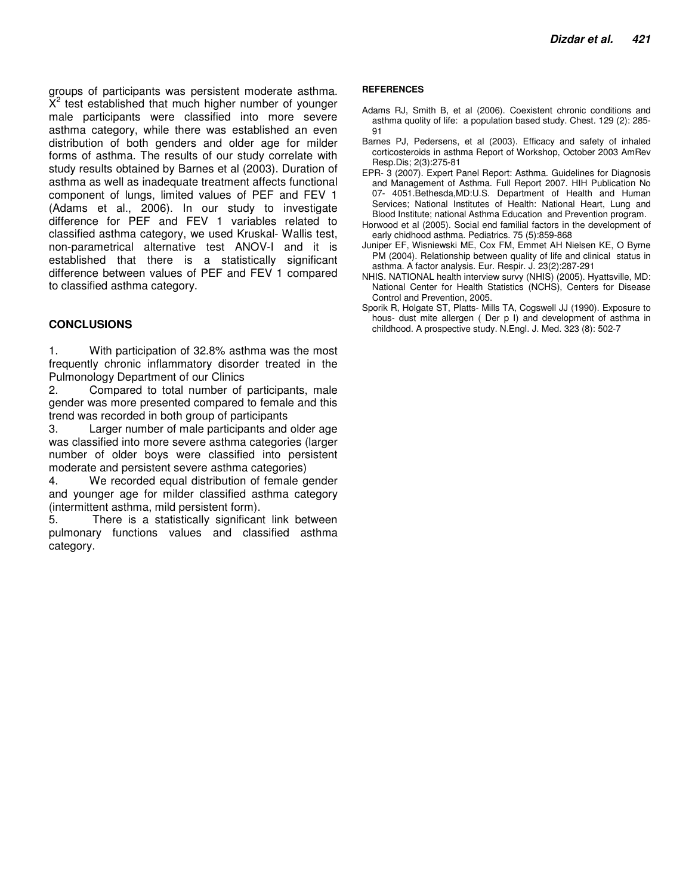groups of participants was persistent moderate asthma. $X^2$ test established that much higher number of younger male participants were classified into more severe asthma category, while there was established an even distribution of both genders and older age for milder forms of asthma. The results of our study correlate with study results obtained by Barnes et al (2003). Duration of asthma as well as inadequate treatment affects functional component of lungs, limited values of PEF and FEV 1 (Adams et al., 2006). In our study to investigate difference for PEF and FEV 1 variables related to classified asthma category, we used Kruskal- Wallis test, non-parametrical alternative test ANOV-I and it is established that there is a statistically significant difference between values of PEF and FEV 1 compared to classified asthma category.

## CONCLUSIONS

1. With participation of 32.8% asthma was the most frequently chronic inflammatory disorder treated in the Pulmonology Department of our Clinics
2. Compared to total number of participants, male gender was more presented compared to female and this trend was recorded in both group of participants
3. Larger number of male participants and older age was classified into more severe asthma categories (larger number of older boys were classified into persistent moderate and persistent severe asthma categories)
4. We recorded equal distribution of female gender and younger age for milder classified asthma category (intermittent asthma, mild persistent form).
5. There is a statistically significant link between pulmonary functions values and classified asthma category.

## REFERENCES

Adams RJ, Smith B, et al (2006). Coexistent chronic conditions and asthma quolity of life: a population based study. Chest. 129 (2): 285-91

Barnes PJ, Pedersens, et al (2003). Efficacy and safety of inhaled corticosteroids in asthma Report of Workshop, October 2003 AmRev Resp.Dis; 2(3):275-81

EPR- 3 (2007). Expert Panel Report: Asthma. Guidelines for Diagnosis and Management of Asthma. Full Report 2007. HIH Publication No 07- 4051.Bethesda,MD:U.S. Department of Health and Human Services; National Institutes of Health: National Heart, Lung and Blood Institute; national Asthma Education and Prevention program.

Horwood et al (2005). Social end familial factors in the development of early chidhood asthma. Pediatrics. 75 (5):859-868

Juniper EF, Wisniewski ME, Cox FM, Emmet AH Nielsen KE, O Byrne PM (2004). Relationship between quality of life and clinical status in asthma. A factor analysis. Eur. Respir. J. 23(2):287-291

NHIS. NATIONAL health interview survy (NHIS) (2005). Hyattsville, MD: National Center for Health Statistics (NCHS), Centers for Disease Control and Prevention, 2005.

Sporik R, Holgate ST, Platts- Mills TA, Cogswell JJ (1990). Exposure to hous- dust mite allergen ( Der p I) and development of asthma in childhood. A prospective study. N.Engl. J. Med. 323 (8): 502-7